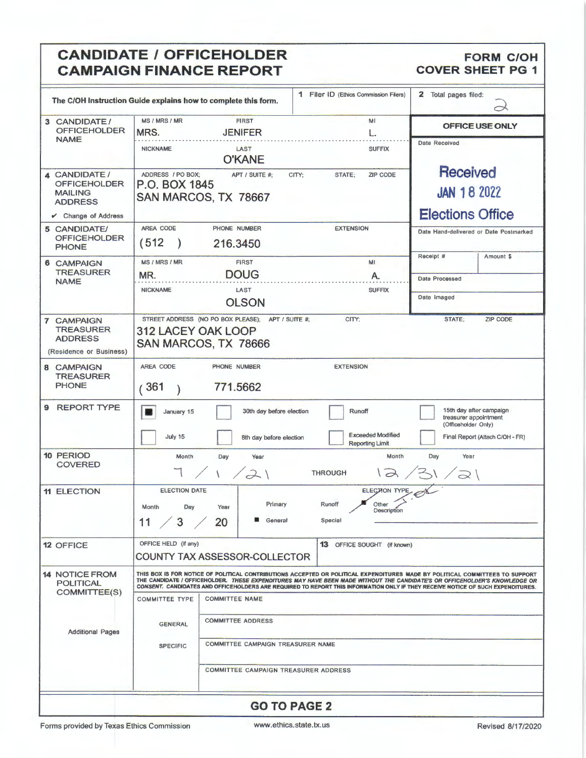# CANDIDATE / OFFICEHOLDER CAMPAIGN FINANCE REPORT

**FORM C/OH COVER SHEET PG 1**

The C/OH Instruction Guide explains how to complete this form.

**1** Filer ID (Ethics Commission Filers):

**2** Total pages filed: 2

**OFFICE USE ONLY**

Date Received: **Received JAN 18 2022 Elections Office**

Date Hand-delivered or Date Postmarked:

Receipt #: | Amount $:

Date Processed:

Date Imaged:

| Field | Details |
|---|---|
| **3 CANDIDATE / OFFICEHOLDER NAME** | MS / MRS / MR: MRS. — FIRST: JENIFER — MI: L. — NICKNAME: — LAST: O'KANE — SUFFIX: |
| **4 CANDIDATE / OFFICEHOLDER MAILING ADDRESS** ✔ Change of Address | ADDRESS / PO BOX; APT / SUITE #; CITY; STATE; ZIP CODE: P.O. BOX 1845 SAN MARCOS, TX 78667 |
| **5 CANDIDATE/ OFFICEHOLDER PHONE** | AREA CODE: (512) — PHONE NUMBER: 216.3450 — EXTENSION: |
| **6 CAMPAIGN TREASURER NAME** | MS / MRS / MR: MR. — FIRST: DOUG — MI: A. — NICKNAME: — LAST: OLSON — SUFFIX: |
| **7 CAMPAIGN TREASURER ADDRESS** (Residence or Business) | STREET ADDRESS (NO PO BOX PLEASE); APT / SUITE #; CITY; STATE; ZIP CODE: 312 LACEY OAK LOOP SAN MARCOS, TX 78666 |
| **8 CAMPAIGN TREASURER PHONE** | AREA CODE: (361) — PHONE NUMBER: 771.5662 — EXTENSION: |

**9 REPORT TYPE**

- [x] January 15
- [ ] July 15
- [ ] 30th day before election
- [ ] 8th day before election
- [ ] Runoff
- [ ] Exceeded Modified Reporting Limit
- [ ] 15th day after campaign treasurer appointment (Officeholder Only)
- [ ] Final Report (Attach C/OH - FR)

**10 PERIOD COVERED**

Month / Day / Year: 7 / 1 / 21 THROUGH Month / Day / Year: 12 / 31 / 21

**11 ELECTION**

ELECTION DATE: Month / Day / Year: 11 / 3 / 20

ELECTION TYPE: Primary — Runoff — Other (Description) — ■ General — Special

**12 OFFICE**

OFFICE HELD (if any): COUNTY TAX ASSESSOR-COLLECTOR

**13** OFFICE SOUGHT (if known):

**14 NOTICE FROM POLITICAL COMMITTEE(S)**

THIS BOX IS FOR NOTICE OF POLITICAL CONTRIBUTIONS ACCEPTED OR POLITICAL EXPENDITURES MADE BY POLITICAL COMMITTEES TO SUPPORT THE CANDIDATE / OFFICEHOLDER. *THESE EXPENDITURES MAY HAVE BEEN MADE WITHOUT THE CANDIDATE'S OR OFFICEHOLDER'S KNOWLEDGE OR CONSENT.* CANDIDATES AND OFFICEHOLDERS ARE REQUIRED TO REPORT THIS INFORMATION ONLY IF THEY RECEIVE NOTICE OF SUCH EXPENDITURES.

| COMMITTEE TYPE | COMMITTEE NAME |
|---|---|
| GENERAL | COMMITTEE ADDRESS |
| SPECIFIC | COMMITTEE CAMPAIGN TREASURER NAME |
| | COMMITTEE CAMPAIGN TREASURER ADDRESS |

Additional Pages

**GO TO PAGE 2**

Forms provided by Texas Ethics Commission — www.ethics.state.tx.us — Revised 8/17/2020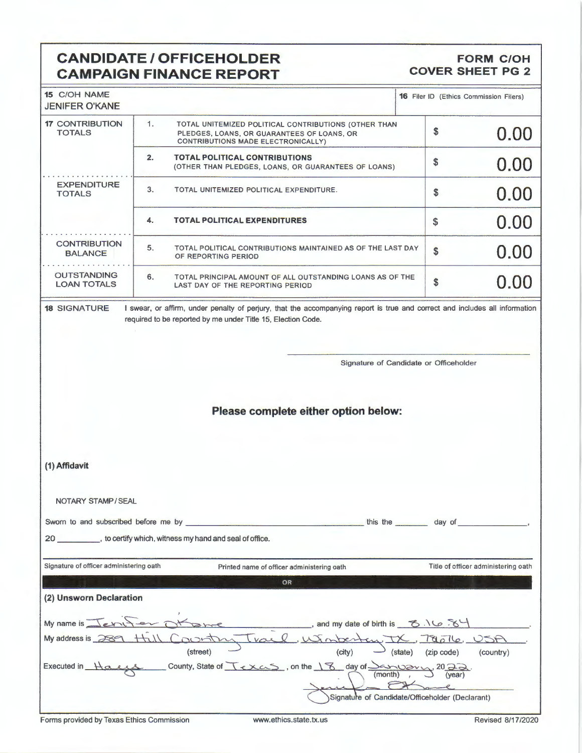# CANDIDATE / OFFICEHOLDER CAMPAIGN FINANCE REPORT

**FORM C/OH COVER SHEET PG 2**

| | | | |
|---|---|---|---|
| **15** C/OH NAME<br>JENIFER O'KANE | | **16** Filer ID (Ethics Commission Filers) | |
| **17** CONTRIBUTION TOTALS | 1. TOTAL UNITEMIZED POLITICAL CONTRIBUTIONS (OTHER THAN PLEDGES, LOANS, OR GUARANTEES OF LOANS, OR CONTRIBUTIONS MADE ELECTRONICALLY) | $ | 0.00 |
| | 2. **TOTAL POLITICAL CONTRIBUTIONS** (OTHER THAN PLEDGES, LOANS, OR GUARANTEES OF LOANS) | $ | 0.00 |
| EXPENDITURE TOTALS | 3. TOTAL UNITEMIZED POLITICAL EXPENDITURE. | $ | 0.00 |
| | 4. **TOTAL POLITICAL EXPENDITURES** | $ | 0.00 |
| CONTRIBUTION BALANCE | 5. TOTAL POLITICAL CONTRIBUTIONS MAINTAINED AS OF THE LAST DAY OF REPORTING PERIOD | $ | 0.00 |
| OUTSTANDING LOAN TOTALS | 6. TOTAL PRINCIPAL AMOUNT OF ALL OUTSTANDING LOANS AS OF THE LAST DAY OF THE REPORTING PERIOD | $ | 0.00 |

**18 SIGNATURE** I swear, or affirm, under penalty of perjury, that the accompanying report is true and correct and includes all information required to be reported by me under Title 15, Election Code.

Signature of Candidate or Officeholder

## Please complete either option below:

### (1) Affidavit

NOTARY STAMP / SEAL

Sworn to and subscribed before me by ____________ this the ______ day of ____________,

20 ________, to certify which, witness my hand and seal of office.

Signature of officer administering oath | Printed name of officer administering oath | Title of officer administering oath

OR

### (2) Unsworn Declaration

My name is Jenifer O'Kane, and my date of birth is 8.16.84.

My address is 289 Hill Country Trail, Wimberley, TX, 78676, USA.

(street) (city) (state) (zip code) (country)

Executed in Hays County, State of Texas, on the 18 day of January, 2022.

(month) (year)

[Signature]

Signature of Candidate/Officeholder (Declarant)

Forms provided by Texas Ethics Commission www.ethics.state.tx.us Revised 8/17/2020